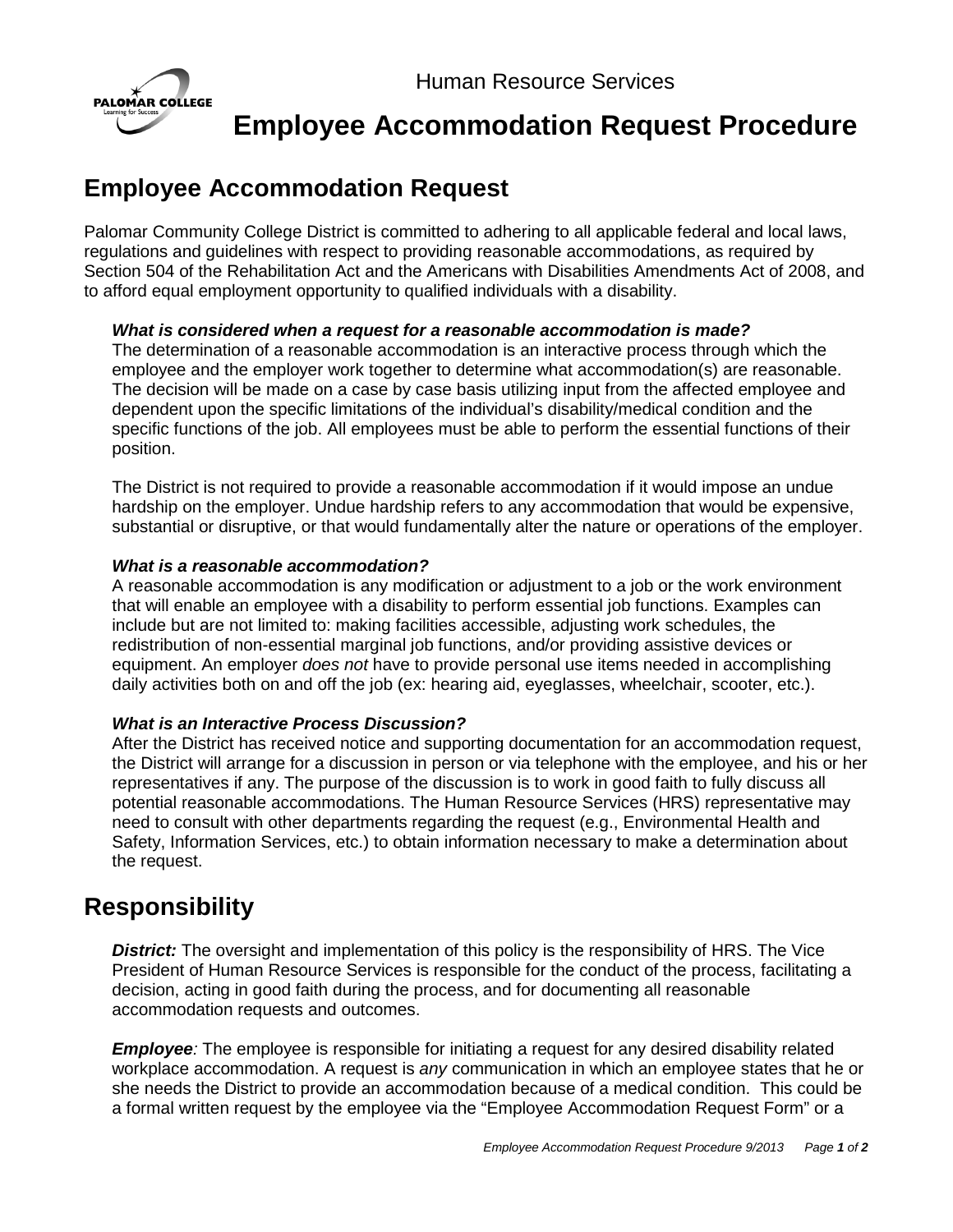Human Resource Services

# Employee Accommodation Request Procedure

## Employee Accommodation Request

Palomar Community College District is committed to adhering to all applicable federal and local laws, regulations and guidelines with respect to providing reasonable accommodations, as required by Section 504 of the Rehabilitation Act and the Americans with Disabilities Amendments Act of 2008, and to afford equal employment opportunity to qualified individuals with a disability.

***What is considered when a request for a reasonable accommodation is made?***
The determination of a reasonable accommodation is an interactive process through which the employee and the employer work together to determine what accommodation(s) are reasonable. The decision will be made on a case by case basis utilizing input from the affected employee and dependent upon the specific limitations of the individual's disability/medical condition and the specific functions of the job. All employees must be able to perform the essential functions of their position.

The District is not required to provide a reasonable accommodation if it would impose an undue hardship on the employer. Undue hardship refers to any accommodation that would be expensive, substantial or disruptive, or that would fundamentally alter the nature or operations of the employer.

***What is a reasonable accommodation?***
A reasonable accommodation is any modification or adjustment to a job or the work environment that will enable an employee with a disability to perform essential job functions. Examples can include but are not limited to: making facilities accessible, adjusting work schedules, the redistribution of non-essential marginal job functions, and/or providing assistive devices or equipment. An employer *does not* have to provide personal use items needed in accomplishing daily activities both on and off the job (ex: hearing aid, eyeglasses, wheelchair, scooter, etc.).

***What is an Interactive Process Discussion?***
After the District has received notice and supporting documentation for an accommodation request, the District will arrange for a discussion in person or via telephone with the employee, and his or her representatives if any. The purpose of the discussion is to work in good faith to fully discuss all potential reasonable accommodations. The Human Resource Services (HRS) representative may need to consult with other departments regarding the request (e.g., Environmental Health and Safety, Information Services, etc.) to obtain information necessary to make a determination about the request.

## Responsibility

***District:*** The oversight and implementation of this policy is the responsibility of HRS. The Vice President of Human Resource Services is responsible for the conduct of the process, facilitating a decision, acting in good faith during the process, and for documenting all reasonable accommodation requests and outcomes.

***Employee****:* The employee is responsible for initiating a request for any desired disability related workplace accommodation. A request is *any* communication in which an employee states that he or she needs the District to provide an accommodation because of a medical condition. This could be a formal written request by the employee via the "Employee Accommodation Request Form" or a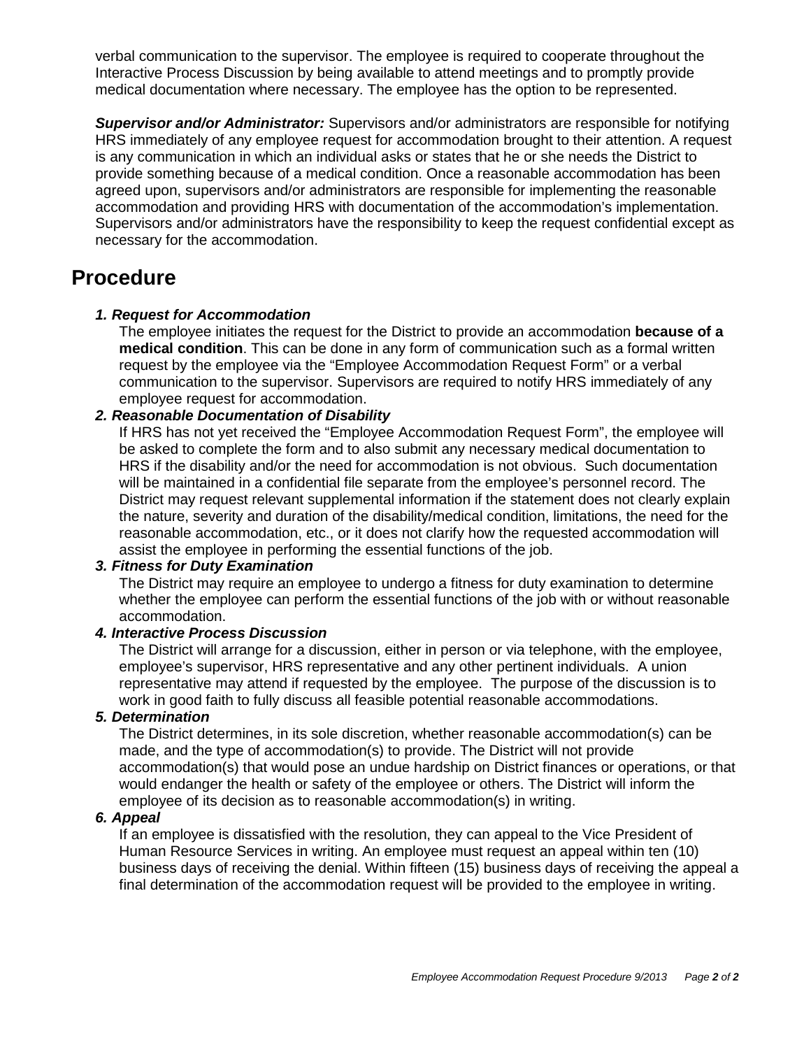verbal communication to the supervisor. The employee is required to cooperate throughout the Interactive Process Discussion by being available to attend meetings and to promptly provide medical documentation where necessary. The employee has the option to be represented.

***Supervisor and/or Administrator:*** Supervisors and/or administrators are responsible for notifying HRS immediately of any employee request for accommodation brought to their attention. A request is any communication in which an individual asks or states that he or she needs the District to provide something because of a medical condition. Once a reasonable accommodation has been agreed upon, supervisors and/or administrators are responsible for implementing the reasonable accommodation and providing HRS with documentation of the accommodation's implementation. Supervisors and/or administrators have the responsibility to keep the request confidential except as necessary for the accommodation.

# Procedure

***1. Request for Accommodation***

The employee initiates the request for the District to provide an accommodation **because of a medical condition**. This can be done in any form of communication such as a formal written request by the employee via the "Employee Accommodation Request Form" or a verbal communication to the supervisor. Supervisors are required to notify HRS immediately of any employee request for accommodation.

***2. Reasonable Documentation of Disability***

If HRS has not yet received the "Employee Accommodation Request Form", the employee will be asked to complete the form and to also submit any necessary medical documentation to HRS if the disability and/or the need for accommodation is not obvious. Such documentation will be maintained in a confidential file separate from the employee's personnel record. The District may request relevant supplemental information if the statement does not clearly explain the nature, severity and duration of the disability/medical condition, limitations, the need for the reasonable accommodation, etc., or it does not clarify how the requested accommodation will assist the employee in performing the essential functions of the job.

***3. Fitness for Duty Examination***

The District may require an employee to undergo a fitness for duty examination to determine whether the employee can perform the essential functions of the job with or without reasonable accommodation.

***4. Interactive Process Discussion***

The District will arrange for a discussion, either in person or via telephone, with the employee, employee's supervisor, HRS representative and any other pertinent individuals. A union representative may attend if requested by the employee. The purpose of the discussion is to work in good faith to fully discuss all feasible potential reasonable accommodations.

***5. Determination***

The District determines, in its sole discretion, whether reasonable accommodation(s) can be made, and the type of accommodation(s) to provide. The District will not provide accommodation(s) that would pose an undue hardship on District finances or operations, or that would endanger the health or safety of the employee or others. The District will inform the employee of its decision as to reasonable accommodation(s) in writing.

***6. Appeal***

If an employee is dissatisfied with the resolution, they can appeal to the Vice President of Human Resource Services in writing. An employee must request an appeal within ten (10) business days of receiving the denial. Within fifteen (15) business days of receiving the appeal a final determination of the accommodation request will be provided to the employee in writing.